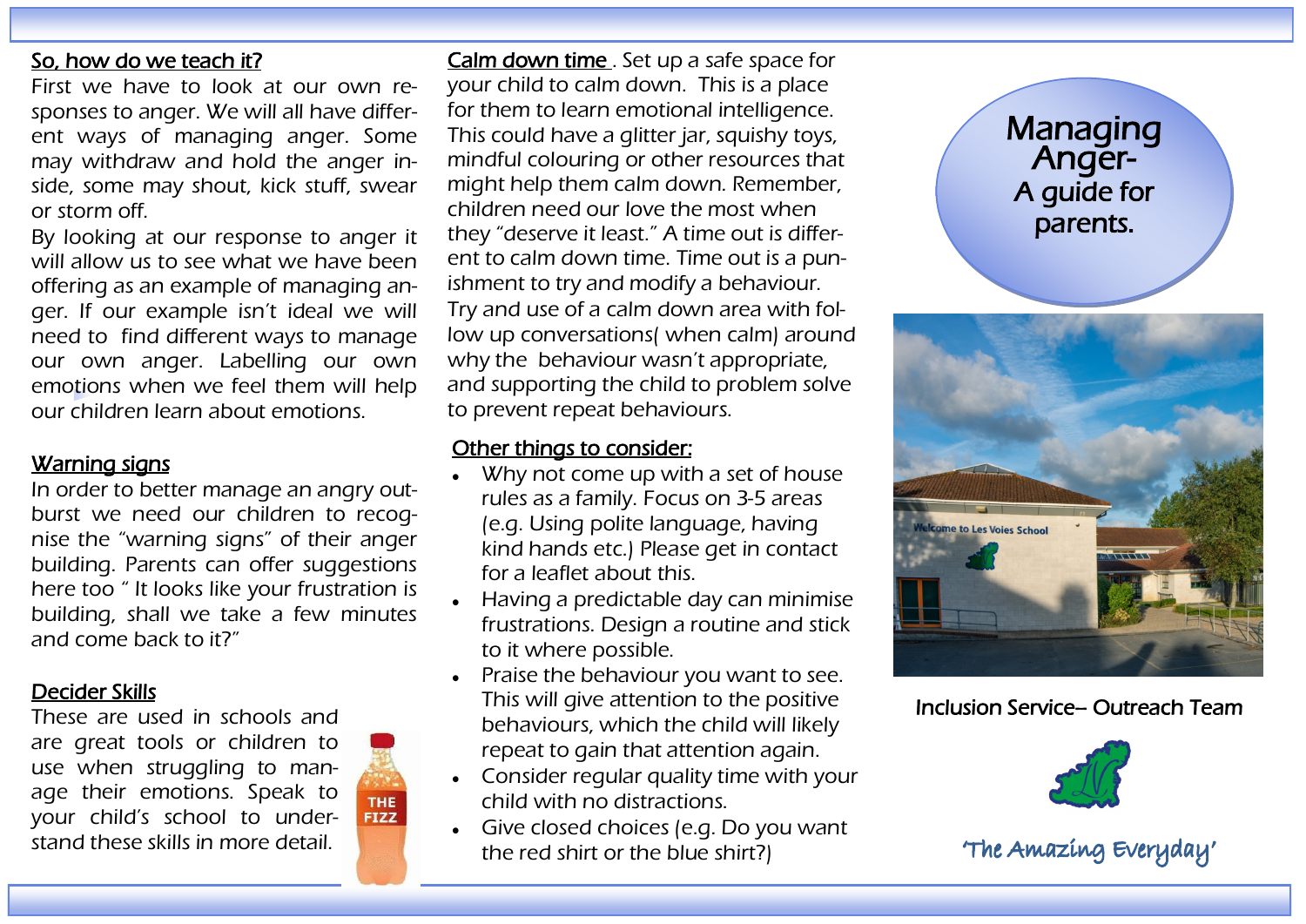## So, how do we teach it?

First we have to look at our own responses to anger. We will all have different ways of managing anger. Some may withdraw and hold the anger inside, some may shout, kick stuff, swear or storm off.

By looking at our response to anger it will allow us to see what we have been offering as an example of managing anger. If our example isn't ideal we will need to find different ways to manage our own anger. Labelling our own emotions when we feel them will help our children learn about emotions.

## Warning signs

In order to better manage an angry outburst we need our children to recognise the "warning signs" of their anger building. Parents can offer suggestions here too " It looks like your frustration is building, shall we take a few minutes and come back to it?"

## Decider Skills

These are used in schools and are great tools or children to use when struggling to manage their emotions. Speak to your child's school to understand these skills in more detail.

THE FIZZ

## Calm down time

. Set up a safe space for your child to calm down. This is a place for them to learn emotional intelligence. This could have a glitter jar, squishy toys, mindful colouring or other resources that might help them calm down. Remember, children need our love the most when they "deserve it least." A time out is different to calm down time. Time out is a punishment to try and modify a behaviour. Try and use of a calm down area with follow up conversations( when calm) around why the behaviour wasn't appropriate, and supporting the child to problem solve to prevent repeat behaviours.

## Other things to consider:

- Why not come up with a set of house rules as a family. Focus on 3-5 areas (e.g. Using polite language, having kind hands etc.) Please get in contact for a leaflet about this.
- Having a predictable day can minimise frustrations. Design a routine and stick to it where possible.
- Praise the behaviour you want to see. This will give attention to the positive behaviours, which the child will likely repeat to gain that attention again.
- Consider regular quality time with your child with no distractions.
- Give closed choices (e.g. Do you want the red shirt or the blue shirt?)

# Managing Anger- A guide for parents.

Welcome to Les Voies School

Inclusion Service– Outreach Team

'The Amazing Everyday'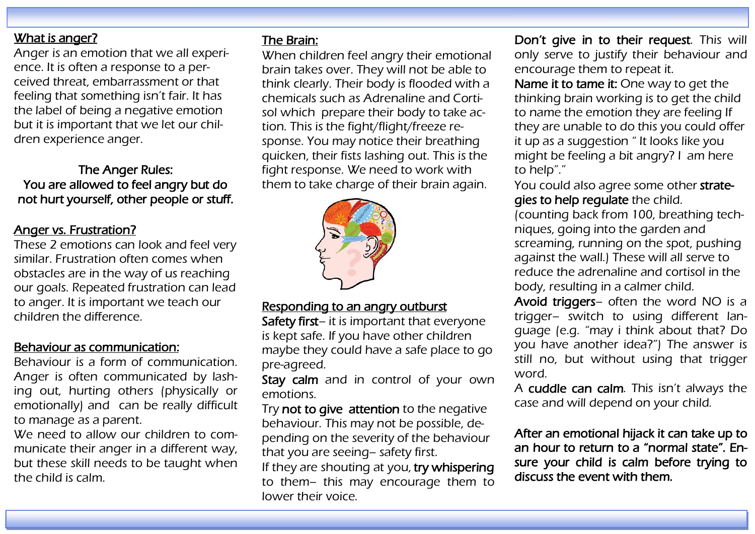## What is anger?

Anger is an emotion that we all experience. It is often a response to a perceived threat, embarrassment or that feeling that something isn't fair. It has the label of being a negative emotion but it is important that we let our children experience anger.

**The Anger Rules:**
**You are allowed to feel angry but do not hurt yourself, other people or stuff.**

## Anger vs. Frustration?

These 2 emotions can look and feel very similar. Frustration often comes when obstacles are in the way of us reaching our goals. Repeated frustration can lead to anger. It is important we teach our children the difference.

## Behaviour as communication:

Behaviour is a form of communication. Anger is often communicated by lashing out, hurting others (physically or emotionally) and can be really difficult to manage as a parent.

We need to allow our children to communicate their anger in a different way, but these skill needs to be taught when the child is calm.

## The Brain:

When children feel angry their emotional brain takes over. They will not be able to think clearly. Their body is flooded with a chemicals such as Adrenaline and Cortisol which prepare their body to take action. This is the fight/flight/freeze response. You may notice their breathing quicken, their fists lashing out. This is the fight response. We need to work with them to take charge of their brain again.

## Responding to an angry outburst

**Safety first**– it is important that everyone is kept safe. If you have other children maybe they could have a safe place to go pre-agreed.

**Stay calm** and in control of your own emotions.

Try **not to give attention** to the negative behaviour. This may not be possible, depending on the severity of the behaviour that you are seeing– safety first.

If they are shouting at you, **try whispering** to them– this may encourage them to lower their voice.

**Don't give in to their request**. This will only serve to justify their behaviour and encourage them to repeat it.

**Name it to tame it:** One way to get the thinking brain working is to get the child to name the emotion they are feeling If they are unable to do this you could offer it up as a suggestion " It looks like you might be feeling a bit angry? I am here to help"."

You could also agree some other **strategies to help regulate** the child. (counting back from 100, breathing techniques, going into the garden and screaming, running on the spot, pushing against the wall.) These will all serve to reduce the adrenaline and cortisol in the body, resulting in a calmer child.

**Avoid triggers**– often the word NO is a trigger– switch to using different language (e.g. "may i think about that? Do you have another idea?") The answer is still no, but without using that trigger word.

A **cuddle can calm**. This isn't always the case and will depend on your child.

**After an emotional hijack it can take up to an hour to return to a "normal state". Ensure your child is calm before trying to discuss the event with them.**